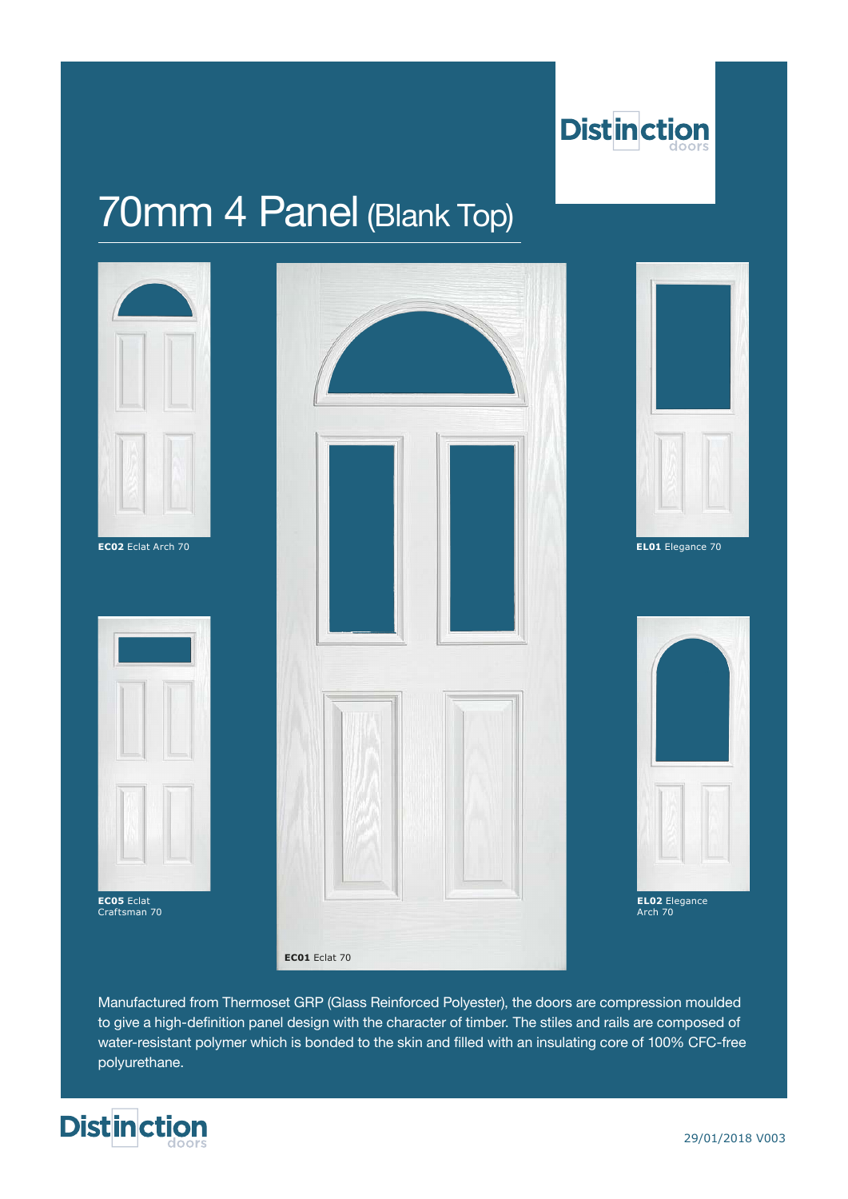# 70mm 4 Panel (Blank Top)

**EC02** Eclat Arch 70

**EL01** Elegance 70

**EC05** Eclat Craftsman 70

**EC01** Eclat 70

**EL02** Elegance Arch 70

Manufactured from Thermoset GRP (Glass Reinforced Polyester), the doors are compression moulded to give a high-definition panel design with the character of timber. The stiles and rails are composed of water-resistant polymer which is bonded to the skin and filled with an insulating core of 100% CFC-free polyurethane.

29/01/2018 V003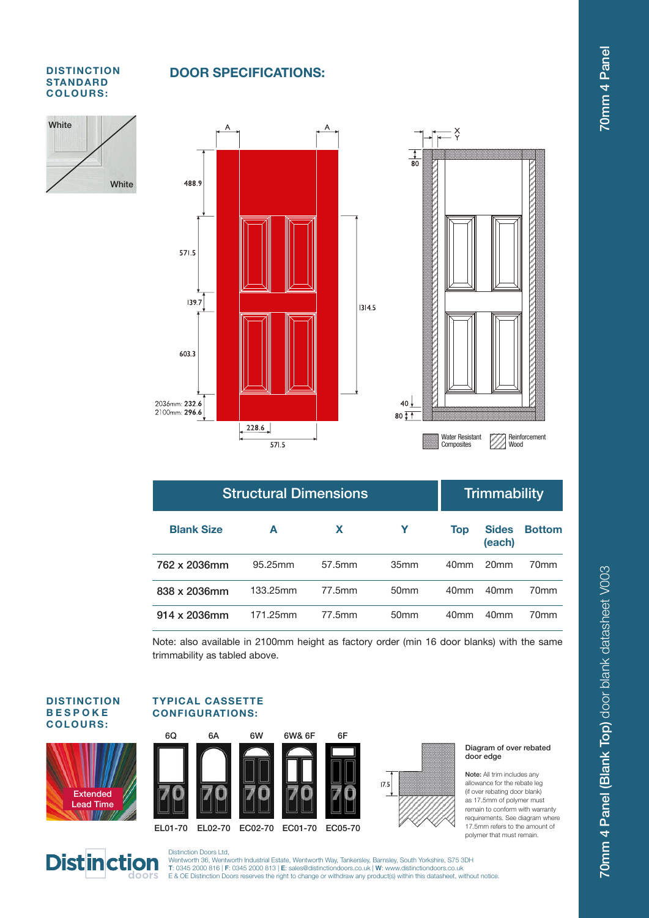**DISTINCTION STANDARD COLOURS:**

White

White

## DOOR SPECIFICATIONS:

A

A

488.9

571.5

139.7

603.3

2036mm: 232.6
2100mm: 296.6

228.6

571.5

1314.5

X
Y

80

40

80

Water Resistant Composites

Reinforcement Wood

| Structural Dimensions | | | | Trimmability | | |
|---|---|---|---|---|---|---|
| **Blank Size** | **A** | **X** | **Y** | **Top** | **Sides (each)** | **Bottom** |
| 762 x 2036mm | 95.25mm | 57.5mm | 35mm | 40mm | 20mm | 70mm |
| 838 x 2036mm | 133.25mm | 77.5mm | 50mm | 40mm | 40mm | 70mm |
| 914 x 2036mm | 171.25mm | 77.5mm | 50mm | 40mm | 40mm | 70mm |

Note: also available in 2100mm height as factory order (min 16 door blanks) with the same trimmability as tabled above.

**DISTINCTION BESPOKE COLOURS:**

Extended Lead Time

**TYPICAL CASSETTE CONFIGURATIONS:**

| 6Q | 6A | 6W | 6W& 6F | 6F |
|---|---|---|---|---|
| EL01-70 | EL02-70 | EC02-70 | EC01-70 | EC05-70 |

17.5

Diagram of over rebated door edge

**Note:** All trim includes any allowance for the rebate leg (if over rebating door blank) as 17.5mm of polymer must remain to conform with warranty requirements. See diagram where 17.5mm refers to the amount of polymer that must remain.

Distinction Doors Ltd,
Wentworth 36, Wentworth Industrial Estate, Wentworth Way, Tankersley, Barnsley, South Yorkshire, S75 3DH
T: 0345 2000 816 | F: 0345 2000 813 | E: sales@distinctiondoors.co.uk | W: www.distinctiondoors.co.uk
E & OE Distinction Doors reserves the right to change or withdraw any product(s) within this datasheet, without notice.

70mm 4 Panel

70mm 4 Panel (Blank Top) door blank datasheet V003